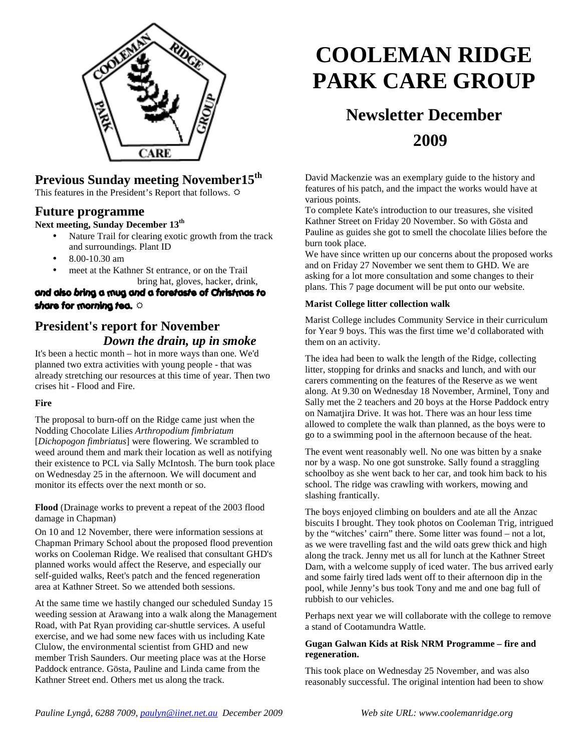# COOLEMAN RIDGE PARK CARE GROUP

## Newsletter December 2009

## Previous Sunday meeting November15th

This features in the President's Report that follows. ☼

## Future programme

**Next meeting, Sunday December 13th**

- Nature Trail for clearing exotic growth from the track and surroundings. Plant ID
- 8.00-10.30 am
- meet at the Kathner St entrance, or on the Trail

bring hat, gloves, hacker, drink,

**and also bring a mug and a foretaste of Christmas to share for morning tea.** ☼

## President's report for November

### *Down the drain, up in smoke*

It's been a hectic month – hot in more ways than one. We'd planned two extra activities with young people - that was already stretching our resources at this time of year. Then two crises hit - Flood and Fire.

**Fire**

The proposal to burn-off on the Ridge came just when the Nodding Chocolate Lilies *Arthropodium fimbriatum* [*Dichopogon fimbriatus*] were flowering. We scrambled to weed around them and mark their location as well as notifying their existence to PCL via Sally McIntosh. The burn took place on Wednesday 25 in the afternoon. We will document and monitor its effects over the next month or so.

**Flood** (Drainage works to prevent a repeat of the 2003 flood damage in Chapman)

On 10 and 12 November, there were information sessions at Chapman Primary School about the proposed flood prevention works on Cooleman Ridge. We realised that consultant GHD's planned works would affect the Reserve, and especially our self-guided walks, Reet's patch and the fenced regeneration area at Kathner Street. So we attended both sessions.

At the same time we hastily changed our scheduled Sunday 15 weeding session at Arawang into a walk along the Management Road, with Pat Ryan providing car-shuttle services. A useful exercise, and we had some new faces with us including Kate Clulow, the environmental scientist from GHD and new member Trish Saunders. Our meeting place was at the Horse Paddock entrance. Gösta, Pauline and Linda came from the Kathner Street end. Others met us along the track.

David Mackenzie was an exemplary guide to the history and features of his patch, and the impact the works would have at various points.

To complete Kate's introduction to our treasures, she visited Kathner Street on Friday 20 November. So with Gösta and Pauline as guides she got to smell the chocolate lilies before the burn took place.

We have since written up our concerns about the proposed works and on Friday 27 November we sent them to GHD. We are asking for a lot more consultation and some changes to their plans. This 7 page document will be put onto our website.

**Marist College litter collection walk**

Marist College includes Community Service in their curriculum for Year 9 boys. This was the first time we'd collaborated with them on an activity.

The idea had been to walk the length of the Ridge, collecting litter, stopping for drinks and snacks and lunch, and with our carers commenting on the features of the Reserve as we went along. At 9.30 on Wednesday 18 November, Arminel, Tony and Sally met the 2 teachers and 20 boys at the Horse Paddock entry on Namatjira Drive. It was hot. There was an hour less time allowed to complete the walk than planned, as the boys were to go to a swimming pool in the afternoon because of the heat.

The event went reasonably well. No one was bitten by a snake nor by a wasp. No one got sunstroke. Sally found a straggling schoolboy as she went back to her car, and took him back to his school. The ridge was crawling with workers, mowing and slashing frantically.

The boys enjoyed climbing on boulders and ate all the Anzac biscuits I brought. They took photos on Cooleman Trig, intrigued by the "witches' cairn" there. Some litter was found – not a lot, as we were travelling fast and the wild oats grew thick and high along the track. Jenny met us all for lunch at the Kathner Street Dam, with a welcome supply of iced water. The bus arrived early and some fairly tired lads went off to their afternoon dip in the pool, while Jenny's bus took Tony and me and one bag full of rubbish to our vehicles.

Perhaps next year we will collaborate with the college to remove a stand of Cootamundra Wattle.

**Gugan Galwan Kids at Risk NRM Programme – fire and regeneration.**

This took place on Wednesday 25 November, and was also reasonably successful. The original intention had been to show

*Pauline Lyngå, 6288 7009, paulyn@iinet.net.au December 2009* *Web site URL: www.coolemanridge.org*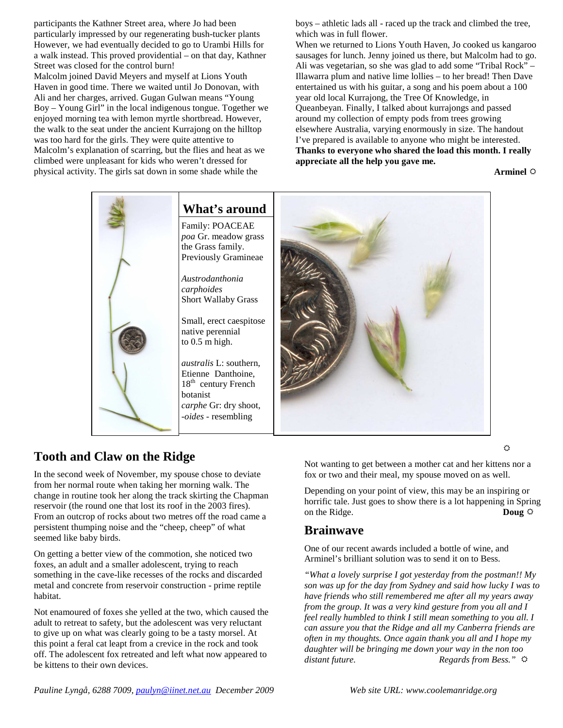participants the Kathner Street area, where Jo had been particularly impressed by our regenerating bush-tucker plants However, we had eventually decided to go to Urambi Hills for a walk instead. This proved providential – on that day, Kathner Street was closed for the control burn!

Malcolm joined David Meyers and myself at Lions Youth Haven in good time. There we waited until Jo Donovan, with Ali and her charges, arrived. Gugan Gulwan means "Young Boy – Young Girl" in the local indigenous tongue. Together we enjoyed morning tea with lemon myrtle shortbread. However, the walk to the seat under the ancient Kurrajong on the hilltop was too hard for the girls. They were quite attentive to Malcolm's explanation of scarring, but the flies and heat as we climbed were unpleasant for kids who weren't dressed for physical activity. The girls sat down in some shade while the boys – athletic lads all - raced up the track and climbed the tree, which was in full flower.

When we returned to Lions Youth Haven, Jo cooked us kangaroo sausages for lunch. Jenny joined us there, but Malcolm had to go. Ali was vegetarian, so she was glad to add some "Tribal Rock" – Illawarra plum and native lime lollies – to her bread! Then Dave entertained us with his guitar, a song and his poem about a 100 year old local Kurrajong, the Tree Of Knowledge, in Queanbeyan. Finally, I talked about kurrajongs and passed around my collection of empty pods from trees growing elsewhere Australia, varying enormously in size. The handout I've prepared is available to anyone who might be interested.

**Thanks to everyone who shared the load this month. I really appreciate all the help you gave me.**

**Arminel** ☼

## What's around

Family: POACEAE
*poa* Gr. meadow grass
the Grass family.
Previously Gramineae

*Austrodanthonia carphoides*
Short Wallaby Grass

Small, erect caespitose native perennial to 0.5 m high.

*australis* L: southern,
Etienne Danthoine, 18th century French botanist
*carphe* Gr: dry shoot,
*-oides* - resembling

☼

## Tooth and Claw on the Ridge

In the second week of November, my spouse chose to deviate from her normal route when taking her morning walk. The change in routine took her along the track skirting the Chapman reservoir (the round one that lost its roof in the 2003 fires). From an outcrop of rocks about two metres off the road came a persistent thumping noise and the "cheep, cheep" of what seemed like baby birds.

On getting a better view of the commotion, she noticed two foxes, an adult and a smaller adolescent, trying to reach something in the cave-like recesses of the rocks and discarded metal and concrete from reservoir construction - prime reptile habitat.

Not enamoured of foxes she yelled at the two, which caused the adult to retreat to safety, but the adolescent was very reluctant to give up on what was clearly going to be a tasty morsel. At this point a feral cat leapt from a crevice in the rock and took off. The adolescent fox retreated and left what now appeared to be kittens to their own devices.

Not wanting to get between a mother cat and her kittens nor a fox or two and their meal, my spouse moved on as well.

Depending on your point of view, this may be an inspiring or horrific tale. Just goes to show there is a lot happening in Spring on the Ridge. **Doug** ☼

## Brainwave

One of our recent awards included a bottle of wine, and Arminel's brilliant solution was to send it on to Bess.

*"What a lovely surprise I got yesterday from the postman!! My son was up for the day from Sydney and said how lucky I was to have friends who still remembered me after all my years away from the group. It was a very kind gesture from you all and I feel really humbled to think I still mean something to you all. I can assure you that the Ridge and all my Canberra friends are often in my thoughts. Once again thank you all and I hope my daughter will be bringing me down your way in the non too distant future. Regards from Bess."* ☼

*Pauline Lyngå, 6288 7009, paulyn@iinet.net.au December 2009* *Web site URL: www.coolemanridge.org*